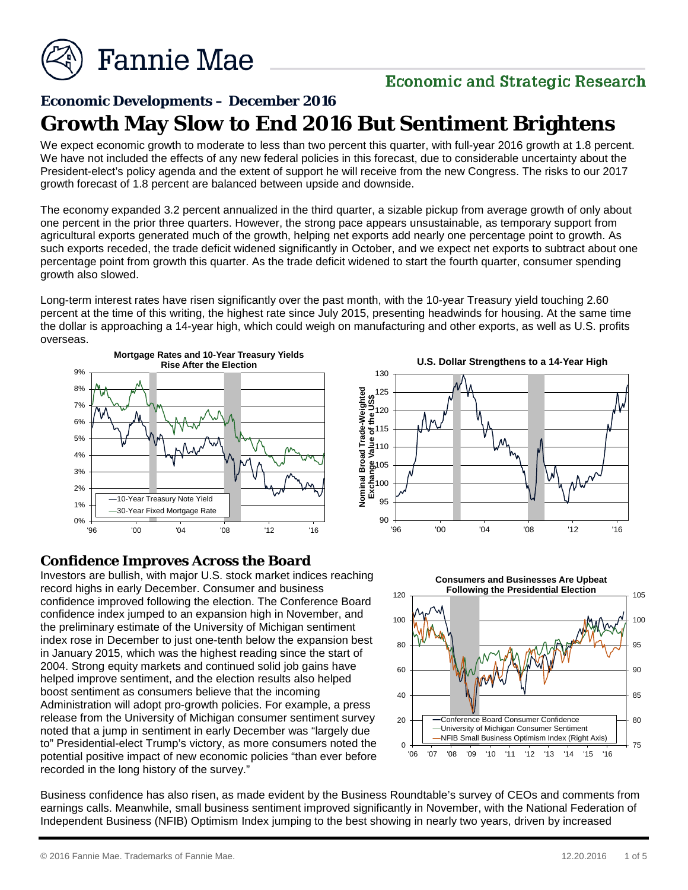# Economic Developments – December 2016

## Growth May Slow to End 2016 But Sentiment Brightens

We expect economic growth to moderate to less than two percent this quarter, with full-year 2016 growth at 1.8 percent. We have not included the effects of any new federal policies in this forecast, due to considerable uncertainty about the President-elect's policy agenda and the extent of support he will receive from the new Congress. The risks to our 2017 growth forecast of 1.8 percent are balanced between upside and downside.

The economy expanded 3.2 percent annualized in the third quarter, a sizable pickup from average growth of only about one percent in the prior three quarters. However, the strong pace appears unsustainable, as temporary support from agricultural exports generated much of the growth, helping net exports add nearly one percentage point to growth. As such exports receded, the trade deficit widened significantly in October, and we expect net exports to subtract about one percentage point from growth this quarter. As the trade deficit widened to start the fourth quarter, consumer spending growth also slowed.

Long-term interest rates have risen significantly over the past month, with the 10-year Treasury yield touching 2.60 percent at the time of this writing, the highest rate since July 2015, presenting headwinds for housing. At the same time the dollar is approaching a 14-year high, which could weigh on manufacturing and other exports, as well as U.S. profits overseas.

**Mortgage Rates and 10-Year Treasury Yields Rise After the Election**

**U.S. Dollar Strengthens to a 14-Year High**

### Confidence Improves Across the Board

Investors are bullish, with major U.S. stock market indices reaching record highs in early December. Consumer and business confidence improved following the election. The Conference Board confidence index jumped to an expansion high in November, and the preliminary estimate of the University of Michigan sentiment index rose in December to just one-tenth below the expansion best in January 2015, which was the highest reading since the start of 2004. Strong equity markets and continued solid job gains have helped improve sentiment, and the election results also helped boost sentiment as consumers believe that the incoming Administration will adopt pro-growth policies. For example, a press release from the University of Michigan consumer sentiment survey noted that a jump in sentiment in early December was "largely due to" Presidential-elect Trump's victory, as more consumers noted the potential positive impact of new economic policies "than ever before recorded in the long history of the survey."

**Consumers and Businesses Are Upbeat Following the Presidential Election**

Business confidence has also risen, as made evident by the Business Roundtable's survey of CEOs and comments from earnings calls. Meanwhile, small business sentiment improved significantly in November, with the National Federation of Independent Business (NFIB) Optimism Index jumping to the best showing in nearly two years, driven by increased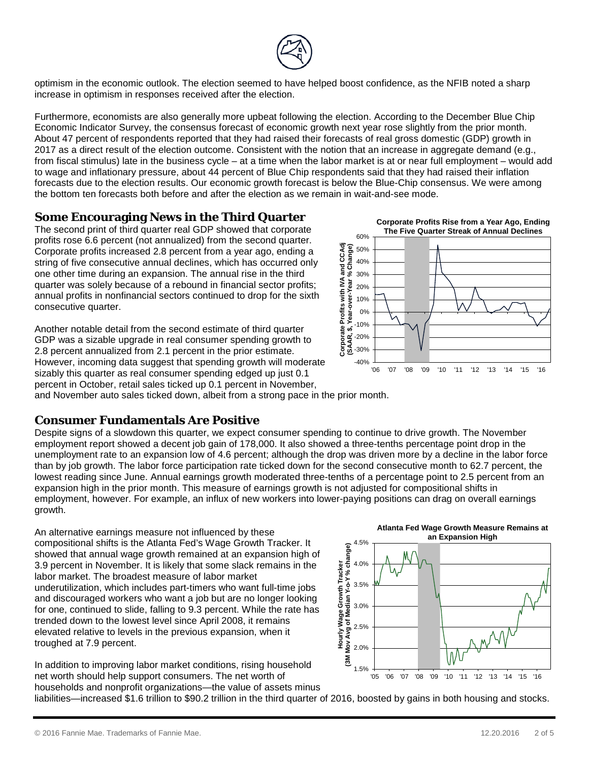optimism in the economic outlook. The election seemed to have helped boost confidence, as the NFIB noted a sharp increase in optimism in responses received after the election.

Furthermore, economists are also generally more upbeat following the election. According to the December Blue Chip Economic Indicator Survey, the consensus forecast of economic growth next year rose slightly from the prior month. About 47 percent of respondents reported that they had raised their forecasts of real gross domestic (GDP) growth in 2017 as a direct result of the election outcome. Consistent with the notion that an increase in aggregate demand (e.g., from fiscal stimulus) late in the business cycle – at a time when the labor market is at or near full employment – would add to wage and inflationary pressure, about 44 percent of Blue Chip respondents said that they had raised their inflation forecasts due to the election results. Our economic growth forecast is below the Blue-Chip consensus. We were among the bottom ten forecasts both before and after the election as we remain in wait-and-see mode.

## Some Encouraging News in the Third Quarter

The second print of third quarter real GDP showed that corporate profits rose 6.6 percent (not annualized) from the second quarter. Corporate profits increased 2.8 percent from a year ago, ending a string of five consecutive annual declines, which has occurred only one other time during an expansion. The annual rise in the third quarter was solely because of a rebound in financial sector profits; annual profits in nonfinancial sectors continued to drop for the sixth consecutive quarter.

**Corporate Profits Rise from a Year Ago, Ending The Five Quarter Streak of Annual Declines**

Another notable detail from the second estimate of third quarter GDP was a sizable upgrade in real consumer spending growth to 2.8 percent annualized from 2.1 percent in the prior estimate. However, incoming data suggest that spending growth will moderate sizably this quarter as real consumer spending edged up just 0.1 percent in October, retail sales ticked up 0.1 percent in November, and November auto sales ticked down, albeit from a strong pace in the prior month.

## Consumer Fundamentals Are Positive

Despite signs of a slowdown this quarter, we expect consumer spending to continue to drive growth. The November employment report showed a decent job gain of 178,000. It also showed a three-tenths percentage point drop in the unemployment rate to an expansion low of 4.6 percent; although the drop was driven more by a decline in the labor force than by job growth. The labor force participation rate ticked down for the second consecutive month to 62.7 percent, the lowest reading since June. Annual earnings growth moderated three-tenths of a percentage point to 2.5 percent from an expansion high in the prior month. This measure of earnings growth is not adjusted for compositional shifts in employment, however. For example, an influx of new workers into lower-paying positions can drag on overall earnings growth.

An alternative earnings measure not influenced by these compositional shifts is the Atlanta Fed's Wage Growth Tracker. It showed that annual wage growth remained at an expansion high of 3.9 percent in November. It is likely that some slack remains in the labor market. The broadest measure of labor market underutilization, which includes part-timers who want full-time jobs and discouraged workers who want a job but are no longer looking for one, continued to slide, falling to 9.3 percent. While the rate has trended down to the lowest level since April 2008, it remains elevated relative to levels in the previous expansion, when it troughed at 7.9 percent.

**Atlanta Fed Wage Growth Measure Remains at an Expansion High**

In addition to improving labor market conditions, rising household net worth should help support consumers. The net worth of households and nonprofit organizations—the value of assets minus liabilities—increased $1.6 trillion to $90.2 trillion in the third quarter of 2016, boosted by gains in both housing and stocks.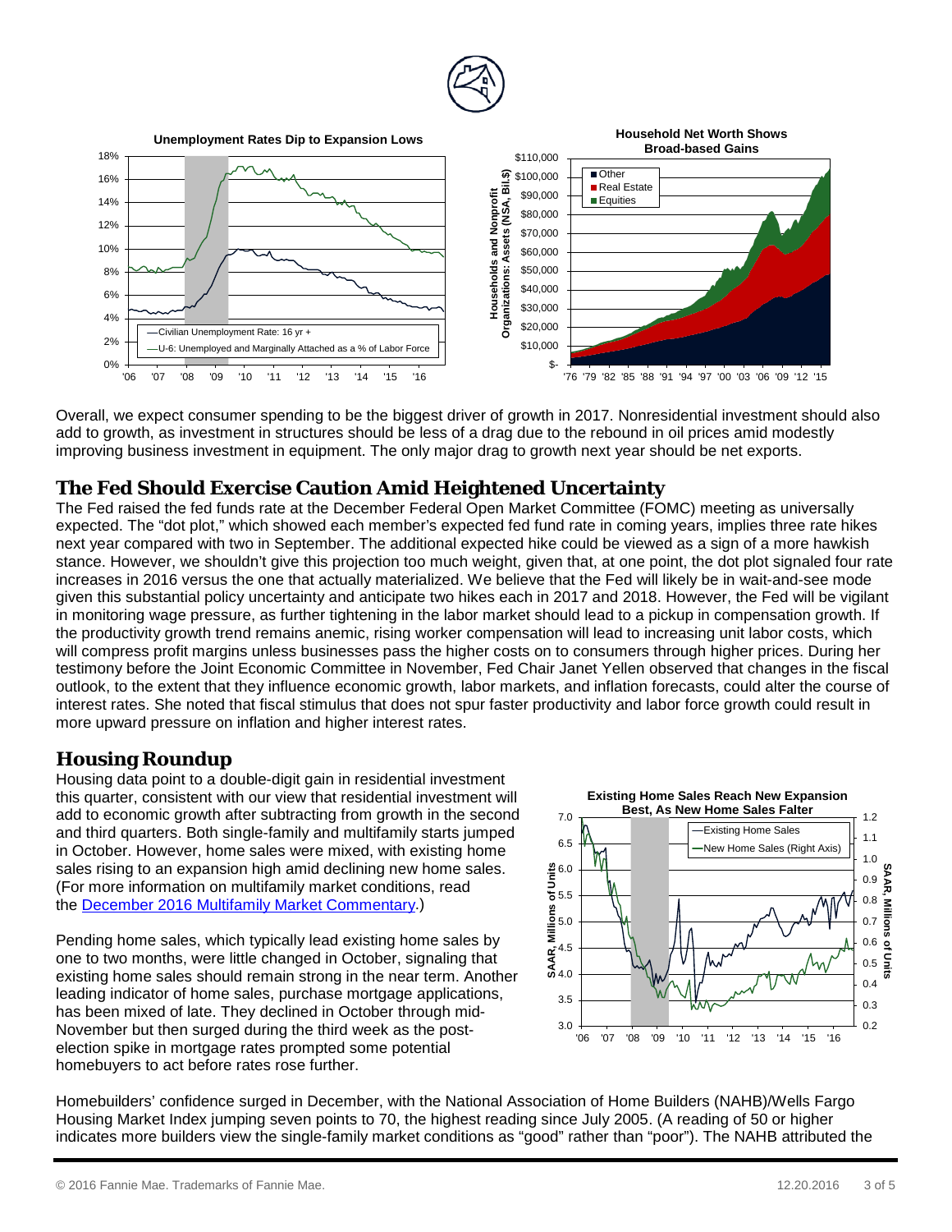**Unemployment Rates Dip to Expansion Lows**

**Household Net Worth Shows Broad-based Gains**

Overall, we expect consumer spending to be the biggest driver of growth in 2017. Nonresidential investment should also add to growth, as investment in structures should be less of a drag due to the rebound in oil prices amid modestly improving business investment in equipment. The only major drag to growth next year should be net exports.

## The Fed Should Exercise Caution Amid Heightened Uncertainty

The Fed raised the fed funds rate at the December Federal Open Market Committee (FOMC) meeting as universally expected. The "dot plot," which showed each member's expected fed fund rate in coming years, implies three rate hikes next year compared with two in September. The additional expected hike could be viewed as a sign of a more hawkish stance. However, we shouldn't give this projection too much weight, given that, at one point, the dot plot signaled four rate increases in 2016 versus the one that actually materialized. We believe that the Fed will likely be in wait-and-see mode given this substantial policy uncertainty and anticipate two hikes each in 2017 and 2018. However, the Fed will be vigilant in monitoring wage pressure, as further tightening in the labor market should lead to a pickup in compensation growth. If the productivity growth trend remains anemic, rising worker compensation will lead to increasing unit labor costs, which will compress profit margins unless businesses pass the higher costs on to consumers through higher prices. During her testimony before the Joint Economic Committee in November, Fed Chair Janet Yellen observed that changes in the fiscal outlook, to the extent that they influence economic growth, labor markets, and inflation forecasts, could alter the course of interest rates. She noted that fiscal stimulus that does not spur faster productivity and labor force growth could result in more upward pressure on inflation and higher interest rates.

## Housing Roundup

Housing data point to a double-digit gain in residential investment this quarter, consistent with our view that residential investment will add to economic growth after subtracting from growth in the second and third quarters. Both single-family and multifamily starts jumped in October. However, home sales were mixed, with existing home sales rising to an expansion high amid declining new home sales. (For more information on multifamily market conditions, read the [December 2016 Multifamily Market Commentary](#).)

Pending home sales, which typically lead existing home sales by one to two months, were little changed in October, signaling that existing home sales should remain strong in the near term. Another leading indicator of home sales, purchase mortgage applications, has been mixed of late. They declined in October through mid-November but then surged during the third week as the post-election spike in mortgage rates prompted some potential homebuyers to act before rates rose further.

**Existing Home Sales Reach New Expansion Best, As New Home Sales Falter**

Homebuilders' confidence surged in December, with the National Association of Home Builders (NAHB)/Wells Fargo Housing Market Index jumping seven points to 70, the highest reading since July 2005. (A reading of 50 or higher indicates more builders view the single-family market conditions as "good" rather than "poor"). The NAHB attributed the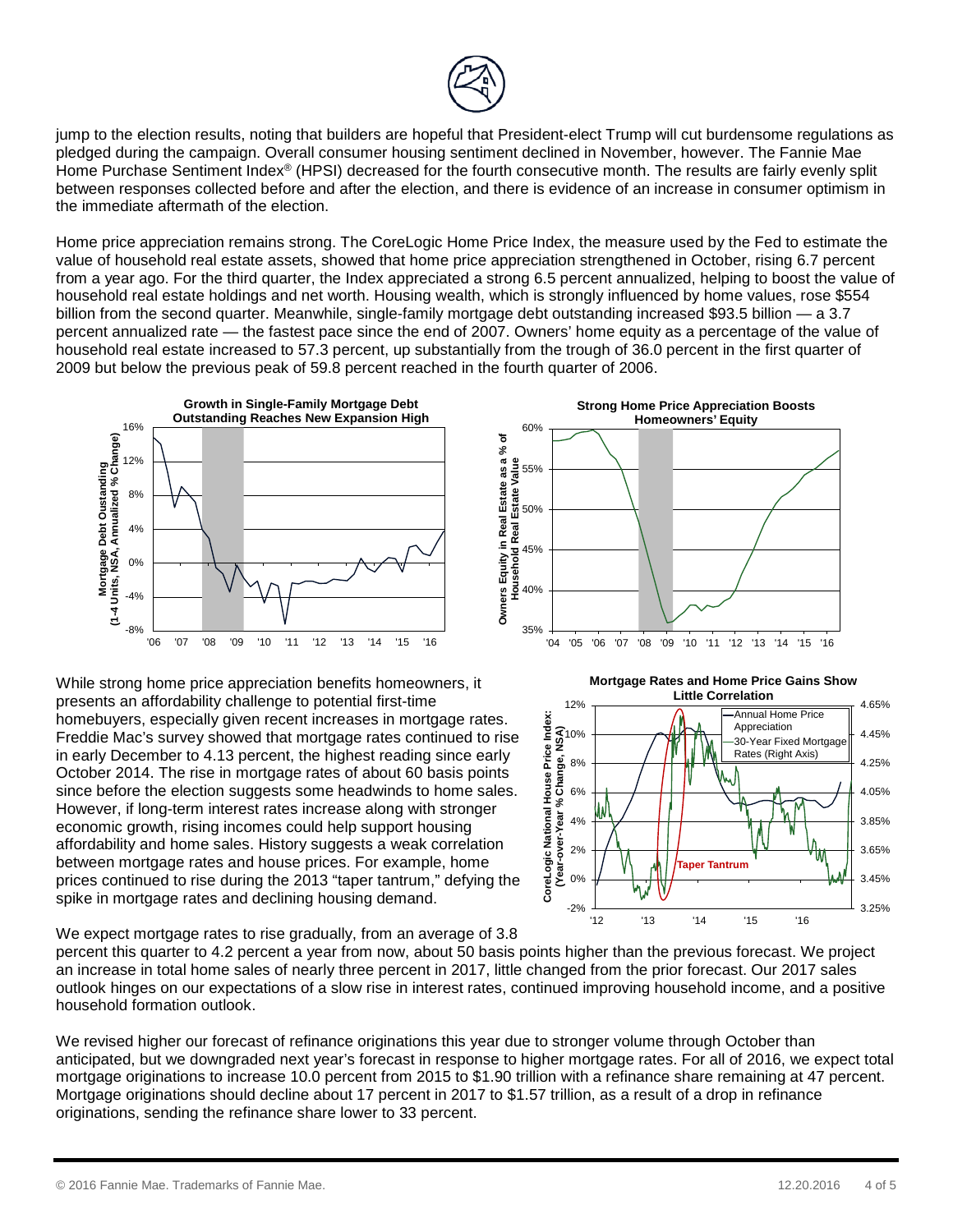jump to the election results, noting that builders are hopeful that President-elect Trump will cut burdensome regulations as pledged during the campaign. Overall consumer housing sentiment declined in November, however. The Fannie Mae Home Purchase Sentiment Index® (HPSI) decreased for the fourth consecutive month. The results are fairly evenly split between responses collected before and after the election, and there is evidence of an increase in consumer optimism in the immediate aftermath of the election.

Home price appreciation remains strong. The CoreLogic Home Price Index, the measure used by the Fed to estimate the value of household real estate assets, showed that home price appreciation strengthened in October, rising 6.7 percent from a year ago. For the third quarter, the Index appreciated a strong 6.5 percent annualized, helping to boost the value of household real estate holdings and net worth. Housing wealth, which is strongly influenced by home values, rose $554 billion from the second quarter. Meanwhile, single-family mortgage debt outstanding increased $93.5 billion — a 3.7 percent annualized rate — the fastest pace since the end of 2007. Owners' home equity as a percentage of the value of household real estate increased to 57.3 percent, up substantially from the trough of 36.0 percent in the first quarter of 2009 but below the previous peak of 59.8 percent reached in the fourth quarter of 2006.

**Growth in Single-Family Mortgage Debt Outstanding Reaches New Expansion High**

**Strong Home Price Appreciation Boosts Homeowners' Equity**

While strong home price appreciation benefits homeowners, it presents an affordability challenge to potential first-time homebuyers, especially given recent increases in mortgage rates. Freddie Mac's survey showed that mortgage rates continued to rise in early December to 4.13 percent, the highest reading since early October 2014. The rise in mortgage rates of about 60 basis points since before the election suggests some headwinds to home sales. However, if long-term interest rates increase along with stronger economic growth, rising incomes could help support housing affordability and home sales. History suggests a weak correlation between mortgage rates and house prices. For example, home prices continued to rise during the 2013 "taper tantrum," defying the spike in mortgage rates and declining housing demand.

**Mortgage Rates and Home Price Gains Show Little Correlation**

We expect mortgage rates to rise gradually, from an average of 3.8 percent this quarter to 4.2 percent a year from now, about 50 basis points higher than the previous forecast. We project an increase in total home sales of nearly three percent in 2017, little changed from the prior forecast. Our 2017 sales outlook hinges on our expectations of a slow rise in interest rates, continued improving household income, and a positive household formation outlook.

We revised higher our forecast of refinance originations this year due to stronger volume through October than anticipated, but we downgraded next year's forecast in response to higher mortgage rates. For all of 2016, we expect total mortgage originations to increase 10.0 percent from 2015 to $1.90 trillion with a refinance share remaining at 47 percent. Mortgage originations should decline about 17 percent in 2017 to $1.57 trillion, as a result of a drop in refinance originations, sending the refinance share lower to 33 percent.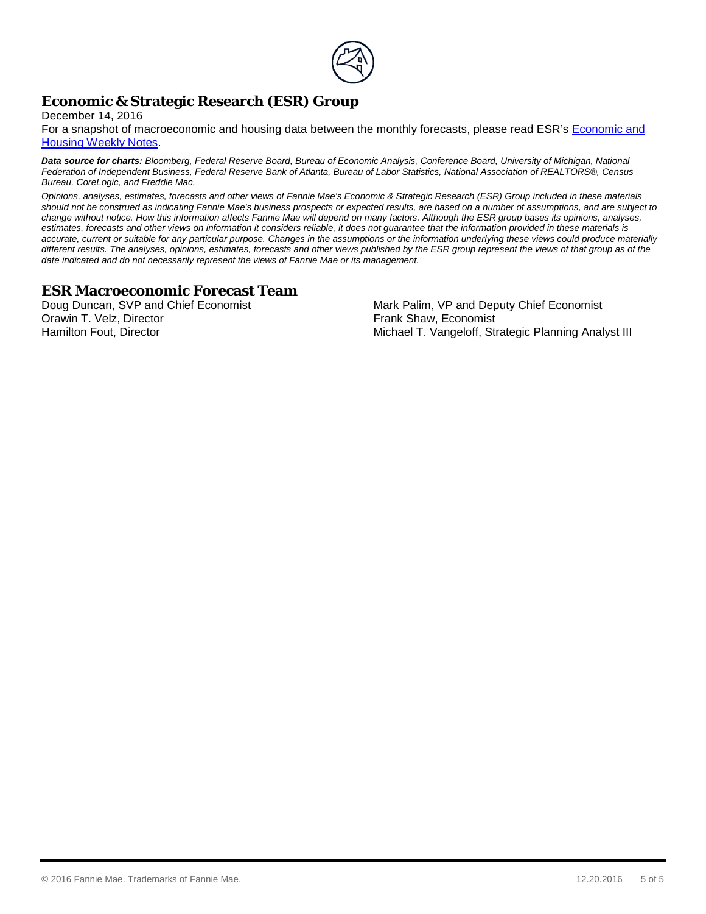## Economic & Strategic Research (ESR) Group

December 14, 2016

For a snapshot of macroeconomic and housing data between the monthly forecasts, please read ESR's [Economic and Housing Weekly Notes](#).

***Data source for charts:*** *Bloomberg, Federal Reserve Board, Bureau of Economic Analysis, Conference Board, University of Michigan, National Federation of Independent Business, Federal Reserve Bank of Atlanta, Bureau of Labor Statistics, National Association of REALTORS®, Census Bureau, CoreLogic, and Freddie Mac.*

*Opinions, analyses, estimates, forecasts and other views of Fannie Mae's Economic & Strategic Research (ESR) Group included in these materials should not be construed as indicating Fannie Mae's business prospects or expected results, are based on a number of assumptions, and are subject to change without notice. How this information affects Fannie Mae will depend on many factors. Although the ESR group bases its opinions, analyses, estimates, forecasts and other views on information it considers reliable, it does not guarantee that the information provided in these materials is accurate, current or suitable for any particular purpose. Changes in the assumptions or the information underlying these views could produce materially different results. The analyses, opinions, estimates, forecasts and other views published by the ESR group represent the views of that group as of the date indicated and do not necessarily represent the views of Fannie Mae or its management.*

## ESR Macroeconomic Forecast Team

Doug Duncan, SVP and Chief Economist
Orawin T. Velz, Director
Hamilton Fout, Director
Mark Palim, VP and Deputy Chief Economist
Frank Shaw, Economist
Michael T. Vangeloff, Strategic Planning Analyst III